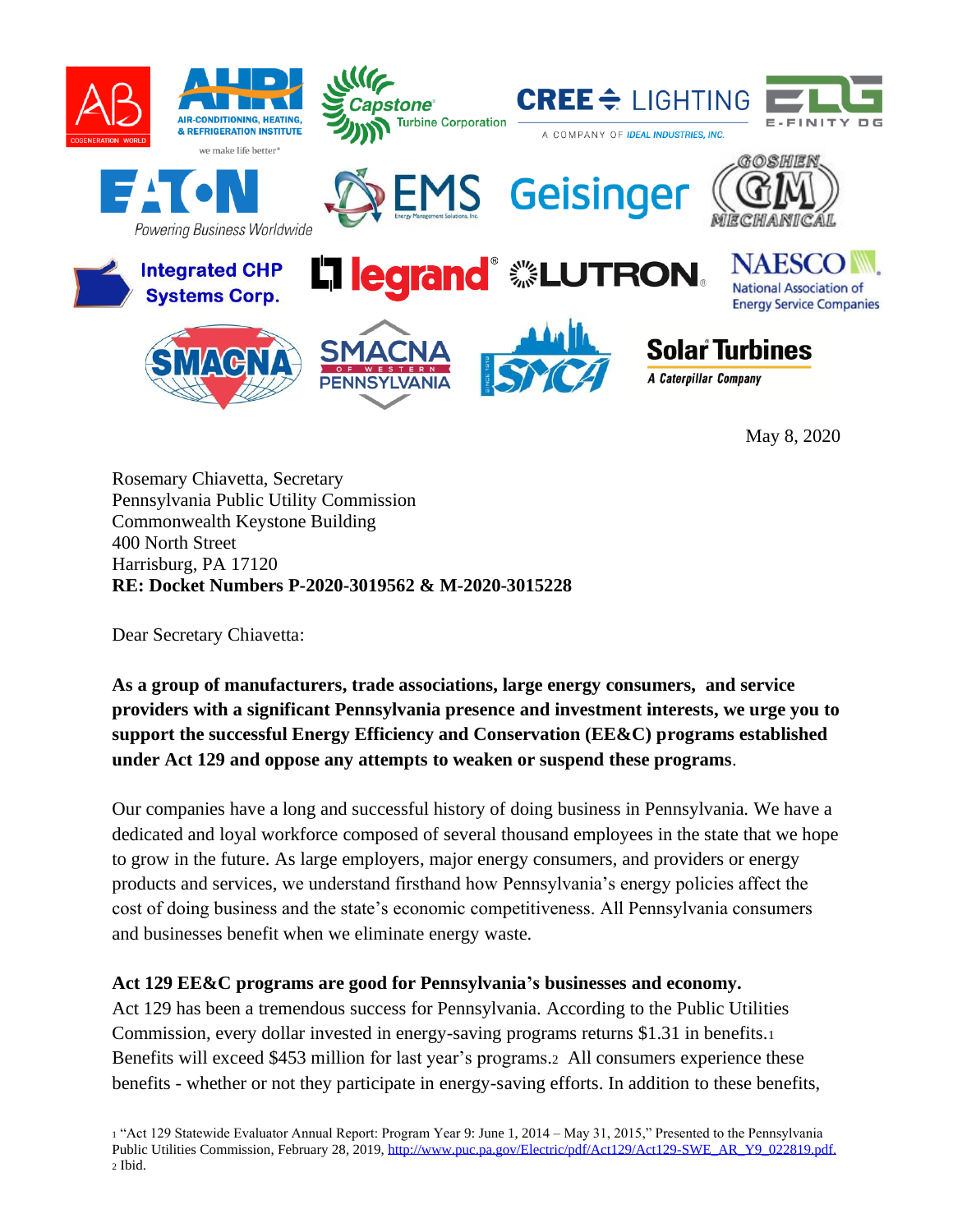May 8, 2020

Rosemary Chiavetta, Secretary
Pennsylvania Public Utility Commission
Commonwealth Keystone Building
400 North Street
Harrisburg, PA 17120
**RE: Docket Numbers P-2020-3019562 & M-2020-3015228**

Dear Secretary Chiavetta:

**As a group of manufacturers, trade associations, large energy consumers, and service providers with a significant Pennsylvania presence and investment interests, we urge you to support the successful Energy Efficiency and Conservation (EE&C) programs established under Act 129 and oppose any attempts to weaken or suspend these programs**.

Our companies have a long and successful history of doing business in Pennsylvania. We have a dedicated and loyal workforce composed of several thousand employees in the state that we hope to grow in the future. As large employers, major energy consumers, and providers or energy products and services, we understand firsthand how Pennsylvania's energy policies affect the cost of doing business and the state's economic competitiveness. All Pennsylvania consumers and businesses benefit when we eliminate energy waste.

**Act 129 EE&C programs are good for Pennsylvania's businesses and economy.**

Act 129 has been a tremendous success for Pennsylvania. According to the Public Utilities Commission, every dollar invested in energy-saving programs returns $1.31 in benefits.[1] Benefits will exceed $453 million for last year's programs.[2] All consumers experience these benefits - whether or not they participate in energy-saving efforts. In addition to these benefits,

[1] "Act 129 Statewide Evaluator Annual Report: Program Year 9: June 1, 2014 – May 31, 2015," Presented to the Pennsylvania Public Utilities Commission, February 28, 2019, http://www.puc.pa.gov/Electric/pdf/Act129/Act129-SWE_AR_Y9_022819.pdf.
[2] Ibid.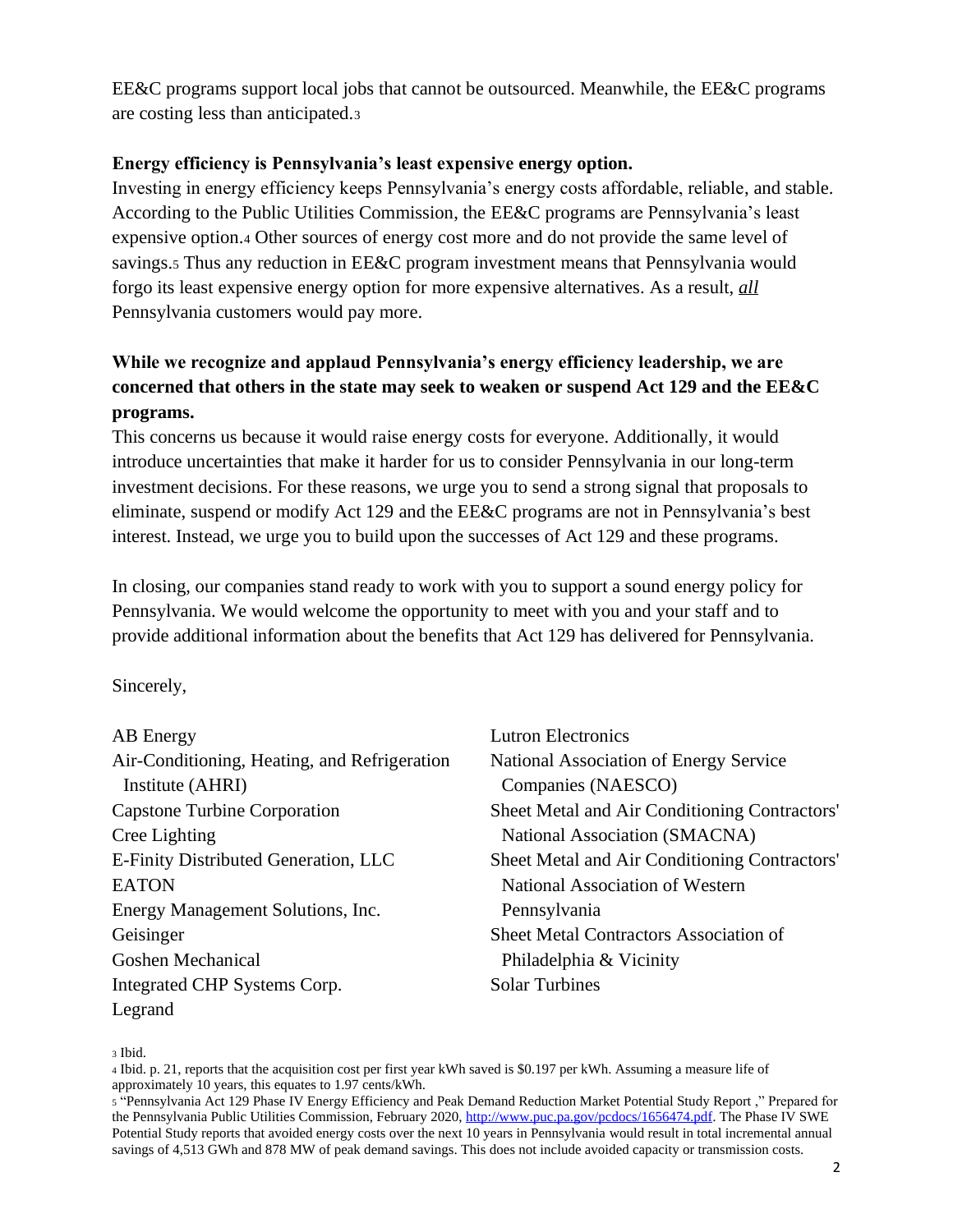EE&C programs support local jobs that cannot be outsourced. Meanwhile, the EE&C programs are costing less than anticipated.[3]

**Energy efficiency is Pennsylvania's least expensive energy option.**
Investing in energy efficiency keeps Pennsylvania's energy costs affordable, reliable, and stable. According to the Public Utilities Commission, the EE&C programs are Pennsylvania's least expensive option.[4] Other sources of energy cost more and do not provide the same level of savings.[5] Thus any reduction in EE&C program investment means that Pennsylvania would forgo its least expensive energy option for more expensive alternatives. As a result, ***all*** Pennsylvania customers would pay more.

**While we recognize and applaud Pennsylvania's energy efficiency leadership, we are concerned that others in the state may seek to weaken or suspend Act 129 and the EE&C programs.**
This concerns us because it would raise energy costs for everyone. Additionally, it would introduce uncertainties that make it harder for us to consider Pennsylvania in our long-term investment decisions. For these reasons, we urge you to send a strong signal that proposals to eliminate, suspend or modify Act 129 and the EE&C programs are not in Pennsylvania's best interest. Instead, we urge you to build upon the successes of Act 129 and these programs.

In closing, our companies stand ready to work with you to support a sound energy policy for Pennsylvania. We would welcome the opportunity to meet with you and your staff and to provide additional information about the benefits that Act 129 has delivered for Pennsylvania.

Sincerely,

AB Energy
Air-Conditioning, Heating, and Refrigeration Institute (AHRI)
Capstone Turbine Corporation
Cree Lighting
E-Finity Distributed Generation, LLC
EATON
Energy Management Solutions, Inc.
Geisinger
Goshen Mechanical
Integrated CHP Systems Corp.
Legrand
Lutron Electronics
National Association of Energy Service Companies (NAESCO)
Sheet Metal and Air Conditioning Contractors' National Association (SMACNA)
Sheet Metal and Air Conditioning Contractors' National Association of Western Pennsylvania
Sheet Metal Contractors Association of Philadelphia & Vicinity
Solar Turbines

[3] Ibid.

[4] Ibid. p. 21, reports that the acquisition cost per first year kWh saved is $0.197 per kWh. Assuming a measure life of approximately 10 years, this equates to 1.97 cents/kWh.

[5] "Pennsylvania Act 129 Phase IV Energy Efficiency and Peak Demand Reduction Market Potential Study Report ," Prepared for the Pennsylvania Public Utilities Commission, February 2020, http://www.puc.pa.gov/pcdocs/1656474.pdf. The Phase IV SWE Potential Study reports that avoided energy costs over the next 10 years in Pennsylvania would result in total incremental annual savings of 4,513 GWh and 878 MW of peak demand savings. This does not include avoided capacity or transmission costs.